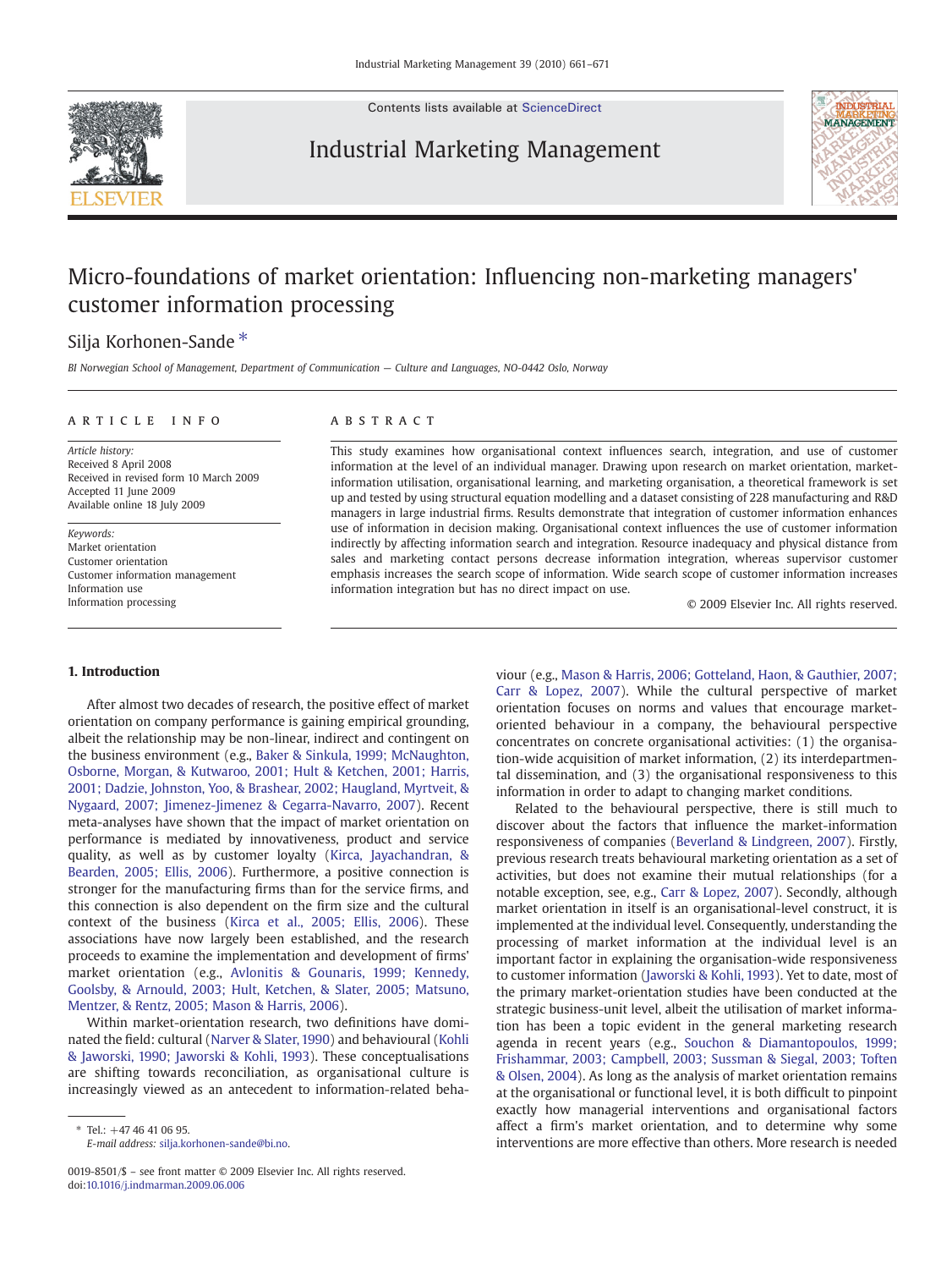# Micro-foundations of market orientation: Influencing non-marketing managers' customer information processing

Silja Korhonen-Sande *

*BI Norwegian School of Management, Department of Communication — Culture and Languages, NO-0442 Oslo, Norway*

## ARTICLE INFO

*Article history:*
Received 8 April 2008
Received in revised form 10 March 2009
Accepted 11 June 2009
Available online 18 July 2009

*Keywords:*
Market orientation
Customer orientation
Customer information management
Information use
Information processing

## ABSTRACT

This study examines how organisational context influences search, integration, and use of customer information at the level of an individual manager. Drawing upon research on market orientation, market-information utilisation, organisational learning, and marketing organisation, a theoretical framework is set up and tested by using structural equation modelling and a dataset consisting of 228 manufacturing and R&D managers in large industrial firms. Results demonstrate that integration of customer information enhances use of information in decision making. Organisational context influences the use of customer information indirectly by affecting information search and integration. Resource inadequacy and physical distance from sales and marketing contact persons decrease information integration, whereas supervisor customer emphasis increases the search scope of information. Wide search scope of customer information increases information integration but has no direct impact on use.

© 2009 Elsevier Inc. All rights reserved.

## 1. Introduction

After almost two decades of research, the positive effect of market orientation on company performance is gaining empirical grounding, albeit the relationship may be non-linear, indirect and contingent on the business environment (e.g., Baker & Sinkula, 1999; McNaughton, Osborne, Morgan, & Kutwaroo, 2001; Hult & Ketchen, 2001; Harris, 2001; Dadzie, Johnston, Yoo, & Brashear, 2002; Haugland, Myrtveit, & Nygaard, 2007; Jimenez-Jimenez & Cegarra-Navarro, 2007). Recent meta-analyses have shown that the impact of market orientation on performance is mediated by innovativeness, product and service quality, as well as by customer loyalty (Kirca, Jayachandran, & Bearden, 2005; Ellis, 2006). Furthermore, a positive connection is stronger for the manufacturing firms than for the service firms, and this connection is also dependent on the firm size and the cultural context of the business (Kirca et al., 2005; Ellis, 2006). These associations have now largely been established, and the research proceeds to examine the implementation and development of firms' market orientation (e.g., Avlonitis & Gounaris, 1999; Kennedy, Goolsby, & Arnould, 2003; Hult, Ketchen, & Slater, 2005; Matsuno, Mentzer, & Rentz, 2005; Mason & Harris, 2006).

Within market-orientation research, two definitions have dominated the field: cultural (Narver & Slater, 1990) and behavioural (Kohli & Jaworski, 1990; Jaworski & Kohli, 1993). These conceptualisations are shifting towards reconciliation, as organisational culture is increasingly viewed as an antecedent to information-related behaviour (e.g., Mason & Harris, 2006; Gotteland, Haon, & Gauthier, 2007; Carr & Lopez, 2007). While the cultural perspective of market orientation focuses on norms and values that encourage market-oriented behaviour in a company, the behavioural perspective concentrates on concrete organisational activities: (1) the organisation-wide acquisition of market information, (2) its interdepartmental dissemination, and (3) the organisational responsiveness to this information in order to adapt to changing market conditions.

Related to the behavioural perspective, there is still much to discover about the factors that influence the market-information responsiveness of companies (Beverland & Lindgreen, 2007). Firstly, previous research treats behavioural marketing orientation as a set of activities, but does not examine their mutual relationships (for a notable exception, see, e.g., Carr & Lopez, 2007). Secondly, although market orientation in itself is an organisational-level construct, it is implemented at the individual level. Consequently, understanding the processing of market information at the individual level is an important factor in explaining the organisation-wide responsiveness to customer information (Jaworski & Kohli, 1993). Yet to date, most of the primary market-orientation studies have been conducted at the strategic business-unit level, albeit the utilisation of market information has been a topic evident in the general marketing research agenda in recent years (e.g., Souchon & Diamantopoulos, 1999; Frishammar, 2003; Campbell, 2003; Sussman & Siegal, 2003; Toften & Olsen, 2004). As long as the analysis of market orientation remains at the organisational or functional level, it is both difficult to pinpoint exactly how managerial interventions and organisational factors affect a firm's market orientation, and to determine why some interventions are more effective than others. More research is needed

---

\* Tel.: +47 46 41 06 95.
*E-mail address:* silja.korhonen-sande@bi.no.

0019-8501/$ – see front matter © 2009 Elsevier Inc. All rights reserved.
doi:10.1016/j.indmarman.2009.06.006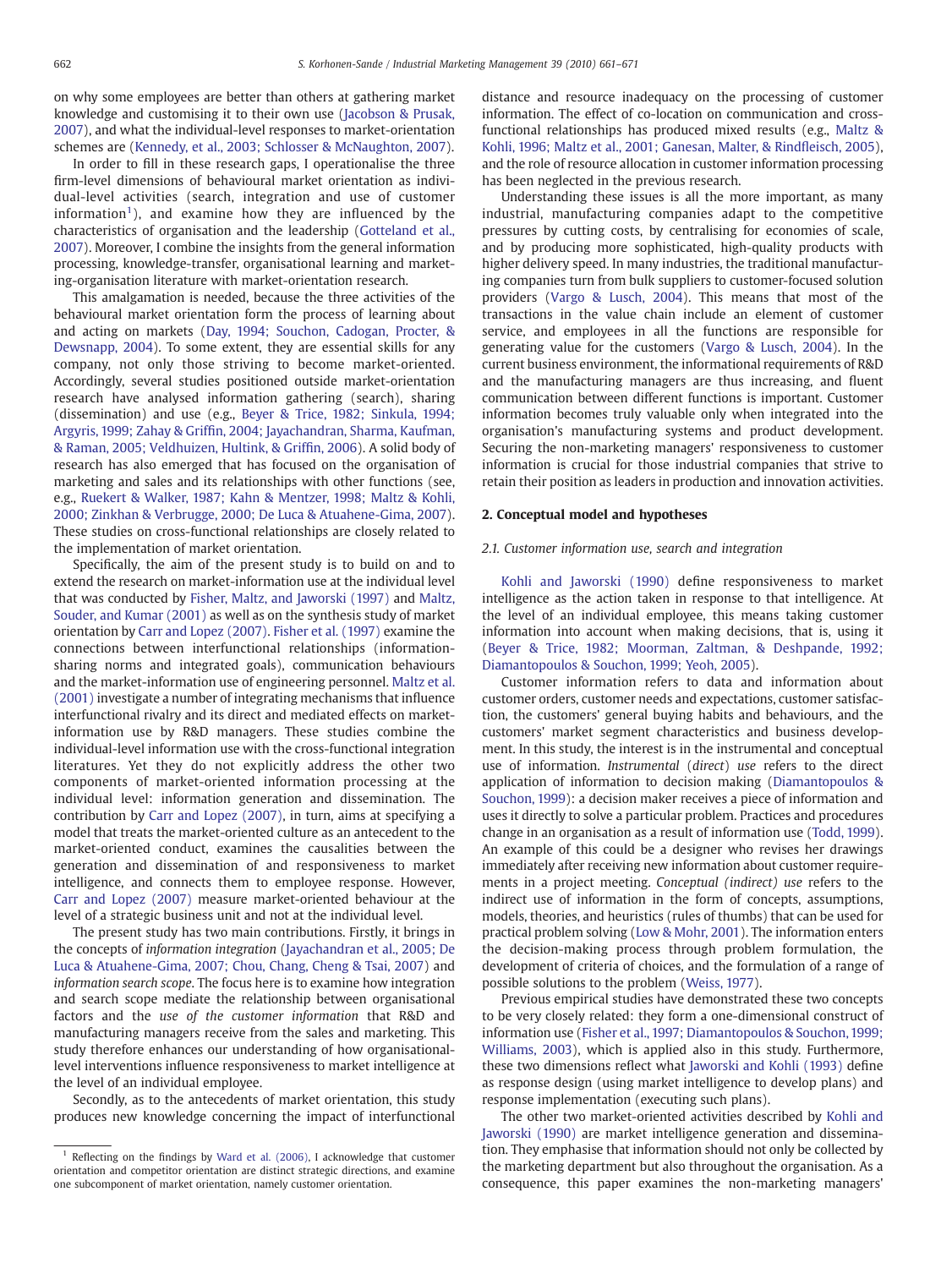on why some employees are better than others at gathering market knowledge and customising it to their own use (Jacobson & Prusak, 2007), and what the individual-level responses to market-orientation schemes are (Kennedy, et al., 2003; Schlosser & McNaughton, 2007).

In order to fill in these research gaps, I operationalise the three firm-level dimensions of behavioural market orientation as individual-level activities (search, integration and use of customer information[1]), and examine how they are influenced by the characteristics of organisation and the leadership (Gotteland et al., 2007). Moreover, I combine the insights from the general information processing, knowledge-transfer, organisational learning and marketing-organisation literature with market-orientation research.

This amalgamation is needed, because the three activities of the behavioural market orientation form the process of learning about and acting on markets (Day, 1994; Souchon, Cadogan, Procter, & Dewsnapp, 2004). To some extent, they are essential skills for any company, not only those striving to become market-oriented. Accordingly, several studies positioned outside market-orientation research have analysed information gathering (search), sharing (dissemination) and use (e.g., Beyer & Trice, 1982; Sinkula, 1994; Argyris, 1999; Zahay & Griffin, 2004; Jayachandran, Sharma, Kaufman, & Raman, 2005; Veldhuizen, Hultink, & Griffin, 2006). A solid body of research has also emerged that has focused on the organisation of marketing and sales and its relationships with other functions (see, e.g., Ruekert & Walker, 1987; Kahn & Mentzer, 1998; Maltz & Kohli, 2000; Zinkhan & Verbrugge, 2000; De Luca & Atuahene-Gima, 2007). These studies on cross-functional relationships are closely related to the implementation of market orientation.

Specifically, the aim of the present study is to build on and to extend the research on market-information use at the individual level that was conducted by Fisher, Maltz, and Jaworski (1997) and Maltz, Souder, and Kumar (2001) as well as on the synthesis study of market orientation by Carr and Lopez (2007). Fisher et al. (1997) examine the connections between interfunctional relationships (information-sharing norms and integrated goals), communication behaviours and the market-information use of engineering personnel. Maltz et al. (2001) investigate a number of integrating mechanisms that influence interfunctional rivalry and its direct and mediated effects on market-information use by R&D managers. These studies combine the individual-level information use with the cross-functional integration literatures. Yet they do not explicitly address the other two components of market-oriented information processing at the individual level: information generation and dissemination. The contribution by Carr and Lopez (2007), in turn, aims at specifying a model that treats the market-oriented culture as an antecedent to the market-oriented conduct, examines the causalities between the generation and dissemination of and responsiveness to market intelligence, and connects them to employee response. However, Carr and Lopez (2007) measure market-oriented behaviour at the level of a strategic business unit and not at the individual level.

The present study has two main contributions. Firstly, it brings in the concepts of *information integration* (Jayachandran et al., 2005; De Luca & Atuahene-Gima, 2007; Chou, Chang, Cheng & Tsai, 2007) and *information search scope*. The focus here is to examine how integration and search scope mediate the relationship between organisational factors and the *use of the customer information* that R&D and manufacturing managers receive from the sales and marketing. This study therefore enhances our understanding of how organisational-level interventions influence responsiveness to market intelligence at the level of an individual employee.

Secondly, as to the antecedents of market orientation, this study produces new knowledge concerning the impact of interfunctional distance and resource inadequacy on the processing of customer information. The effect of co-location on communication and cross-functional relationships has produced mixed results (e.g., Maltz & Kohli, 1996; Maltz et al., 2001; Ganesan, Malter, & Rindfleisch, 2005), and the role of resource allocation in customer information processing has been neglected in the previous research.

Understanding these issues is all the more important, as many industrial, manufacturing companies adapt to the competitive pressures by cutting costs, by centralising for economies of scale, and by producing more sophisticated, high-quality products with higher delivery speed. In many industries, the traditional manufacturing companies turn from bulk suppliers to customer-focused solution providers (Vargo & Lusch, 2004). This means that most of the transactions in the value chain include an element of customer service, and employees in all the functions are responsible for generating value for the customers (Vargo & Lusch, 2004). In the current business environment, the informational requirements of R&D and the manufacturing managers are thus increasing, and fluent communication between different functions is important. Customer information becomes truly valuable only when integrated into the organisation's manufacturing systems and product development. Securing the non-marketing managers' responsiveness to customer information is crucial for those industrial companies that strive to retain their position as leaders in production and innovation activities.

## 2. Conceptual model and hypotheses

### 2.1. Customer information use, search and integration

Kohli and Jaworski (1990) define responsiveness to market intelligence as the action taken in response to that intelligence. At the level of an individual employee, this means taking customer information into account when making decisions, that is, using it (Beyer & Trice, 1982; Moorman, Zaltman, & Deshpande, 1992; Diamantopoulos & Souchon, 1999; Yeoh, 2005).

Customer information refers to data and information about customer orders, customer needs and expectations, customer satisfaction, the customers' general buying habits and behaviours, and the customers' market segment characteristics and business development. In this study, the interest is in the instrumental and conceptual use of information. *Instrumental* (*direct*) *use* refers to the direct application of information to decision making (Diamantopoulos & Souchon, 1999): a decision maker receives a piece of information and uses it directly to solve a particular problem. Practices and procedures change in an organisation as a result of information use (Todd, 1999). An example of this could be a designer who revises her drawings immediately after receiving new information about customer requirements in a project meeting. *Conceptual (indirect) use* refers to the indirect use of information in the form of concepts, assumptions, models, theories, and heuristics (rules of thumbs) that can be used for practical problem solving (Low & Mohr, 2001). The information enters the decision-making process through problem formulation, the development of criteria of choices, and the formulation of a range of possible solutions to the problem (Weiss, 1977).

Previous empirical studies have demonstrated these two concepts to be very closely related: they form a one-dimensional construct of information use (Fisher et al., 1997; Diamantopoulos & Souchon, 1999; Williams, 2003), which is applied also in this study. Furthermore, these two dimensions reflect what Jaworski and Kohli (1993) define as response design (using market intelligence to develop plans) and response implementation (executing such plans).

The other two market-oriented activities described by Kohli and Jaworski (1990) are market intelligence generation and dissemination. They emphasise that information should not only be collected by the marketing department but also throughout the organisation. As a consequence, this paper examines the non-marketing managers'

[1] Reflecting on the findings by Ward et al. (2006), I acknowledge that customer orientation and competitor orientation are distinct strategic directions, and examine one subcomponent of market orientation, namely customer orientation.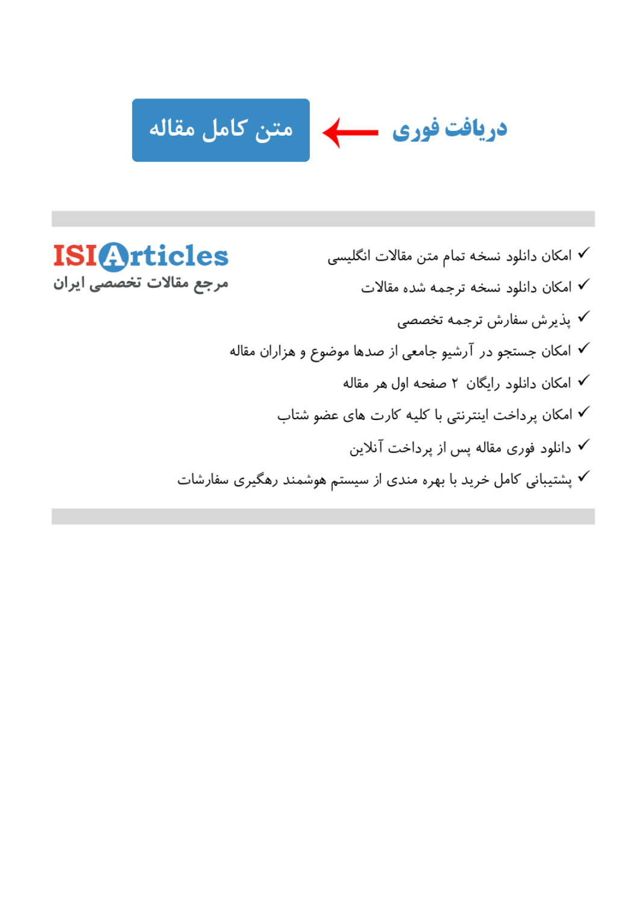دریافت فوری ← متن کامل مقاله

ISIArticles
مرجع مقالات تخصصی ایران

- ✓ امکان دانلود نسخه تمام متن مقالات انگلیسی
- ✓ امکان دانلود نسخه ترجمه شده مقالات
- ✓ پذیرش سفارش ترجمه تخصصی
- ✓ امکان جستجو در آرشیو جامعی از صدها موضوع و هزاران مقاله
- ✓ امکان دانلود رایگان ۲ صفحه اول هر مقاله
- ✓ امکان پرداخت اینترنتی با کلیه کارت های عضو شتاب
- ✓ دانلود فوری مقاله پس از پرداخت آنلاین
- ✓ پشتیبانی کامل خرید با بهره مندی از سیستم هوشمند رهگیری سفارشات